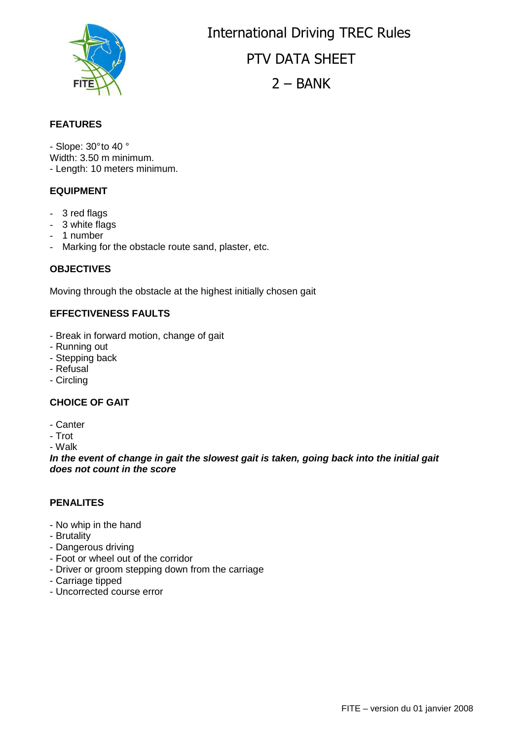# International Driving TREC Rules

## PTV DATA SHEET

## 2 – BANK

### FEATURES

- Slope: 30° to 40 °
Width: 3.50 m minimum.
- Length: 10 meters minimum.

### EQUIPMENT

- 3 red flags
- 3 white flags
- 1 number
- Marking for the obstacle route sand, plaster, etc.

### OBJECTIVES

Moving through the obstacle at the highest initially chosen gait

### EFFECTIVENESS FAULTS

- Break in forward motion, change of gait
- Running out
- Stepping back
- Refusal
- Circling

### CHOICE OF GAIT

- Canter
- Trot
- Walk

***In the event of change in gait the slowest gait is taken, going back into the initial gait does not count in the score***

### PENALITES

- No whip in the hand
- Brutality
- Dangerous driving
- Foot or wheel out of the corridor
- Driver or groom stepping down from the carriage
- Carriage tipped
- Uncorrected course error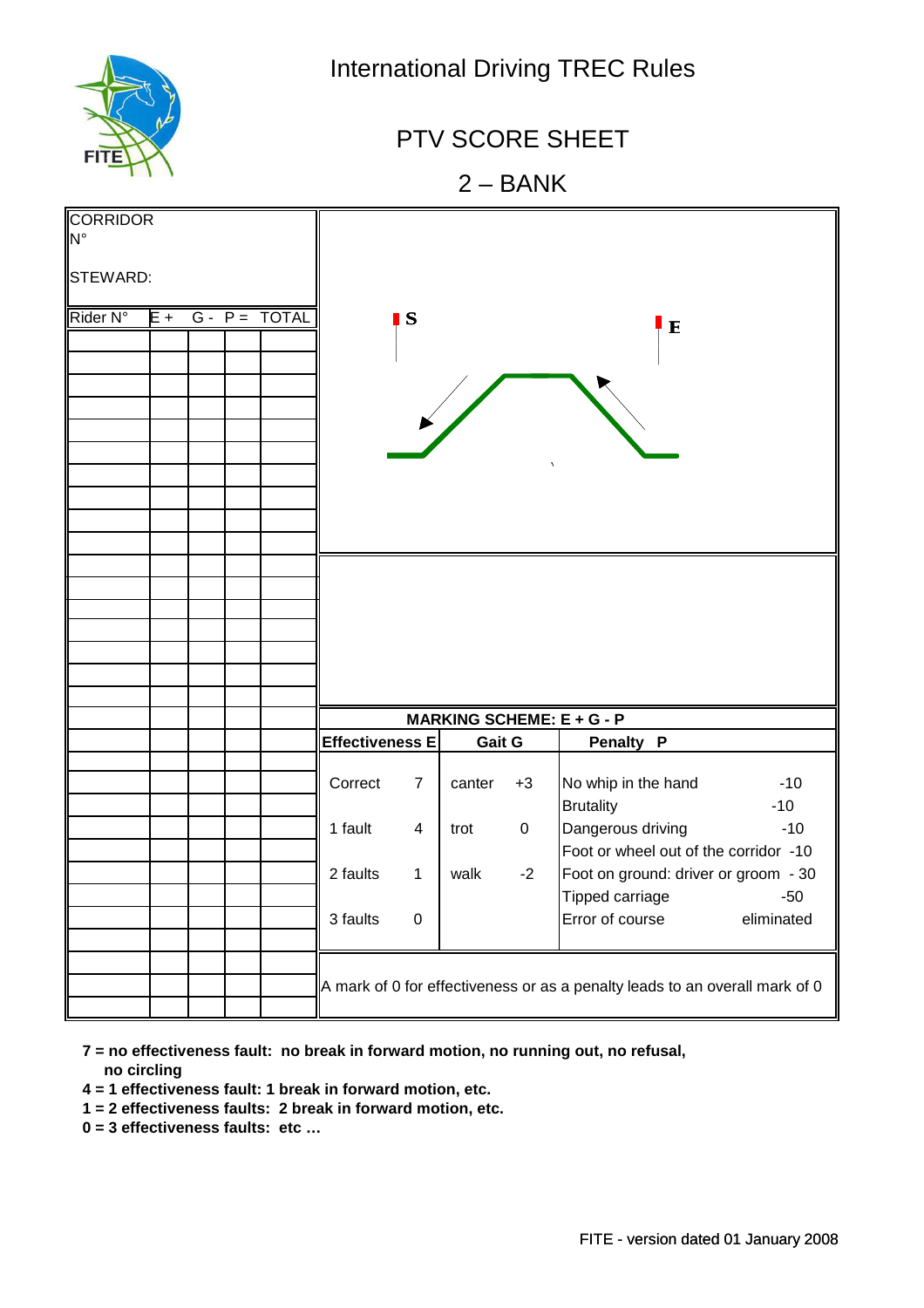# International Driving TREC Rules

## PTV SCORE SHEET

## 2 – BANK

CORRIDOR N°

STEWARD:

| Rider N° | E + | G - | P = | TOTAL |
|---|---|---|---|---|
| | | | | |
| | | | | |
| | | | | |
| | | | | |
| | | | | |
| | | | | |
| | | | | |
| | | | | |
| | | | | |
| | | | | |
| | | | | |
| | | | | |
| | | | | |
| | | | | |
| | | | | |
| | | | | |
| | | | | |
| | | | | |
| | | | | |
| | | | | |
| | | | | |
| | | | | |
| | | | | |
| | | | | |
| | | | | |
| | | | | |
| | | | | |
| | | | | |
| | | | | |
| | | | | |
| | | | | |

S

E

**MARKING SCHEME: E + G - P**

| **Effectiveness E** | | **Gait G** | | **Penalty P** | |
|---|---|---|---|---|---|
| Correct | 7 | canter | +3 | No whip in the hand | -10 |
| | | | | Brutality | -10 |
| 1 fault | 4 | trot | 0 | Dangerous driving | -10 |
| | | | | Foot or wheel out of the corridor | -10 |
| 2 faults | 1 | walk | -2 | Foot on ground: driver or groom | - 30 |
| | | | | Tipped carriage | -50 |
| 3 faults | 0 | | | Error of course | eliminated |

A mark of 0 for effectiveness or as a penalty leads to an overall mark of 0

**7 = no effectiveness fault: no break in forward motion, no running out, no refusal, no circling**
**4 = 1 effectiveness fault: 1 break in forward motion, etc.**
**1 = 2 effectiveness faults: 2 break in forward motion, etc.**
**0 = 3 effectiveness faults: etc …**

FITE - version dated 01 January 2008